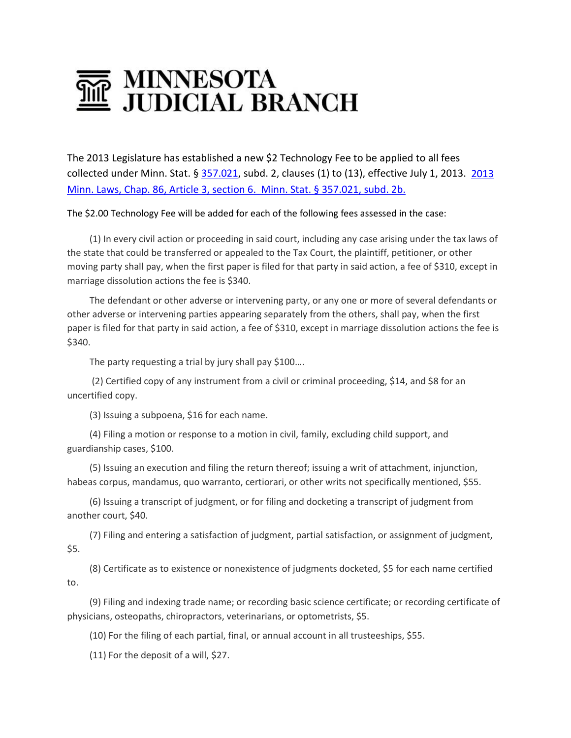# MINNESOTA JUDICIAL BRANCH

The 2013 Legislature has established a new $2 Technology Fee to be applied to all fees collected under Minn. Stat. § 357.021, subd. 2, clauses (1) to (13), effective July 1, 2013. 2013 Minn. Laws, Chap. 86, Article 3, section 6. Minn. Stat. § 357.021, subd. 2b.

The $2.00 Technology Fee will be added for each of the following fees assessed in the case:

(1) In every civil action or proceeding in said court, including any case arising under the tax laws of the state that could be transferred or appealed to the Tax Court, the plaintiff, petitioner, or other moving party shall pay, when the first paper is filed for that party in said action, a fee of $310, except in marriage dissolution actions the fee is $340.

The defendant or other adverse or intervening party, or any one or more of several defendants or other adverse or intervening parties appearing separately from the others, shall pay, when the first paper is filed for that party in said action, a fee of $310, except in marriage dissolution actions the fee is $340.

The party requesting a trial by jury shall pay $100….

(2) Certified copy of any instrument from a civil or criminal proceeding, $14, and $8 for an uncertified copy.

(3) Issuing a subpoena, $16 for each name.

(4) Filing a motion or response to a motion in civil, family, excluding child support, and guardianship cases, $100.

(5) Issuing an execution and filing the return thereof; issuing a writ of attachment, injunction, habeas corpus, mandamus, quo warranto, certiorari, or other writs not specifically mentioned, $55.

(6) Issuing a transcript of judgment, or for filing and docketing a transcript of judgment from another court, $40.

(7) Filing and entering a satisfaction of judgment, partial satisfaction, or assignment of judgment, $5.

(8) Certificate as to existence or nonexistence of judgments docketed, $5 for each name certified to.

(9) Filing and indexing trade name; or recording basic science certificate; or recording certificate of physicians, osteopaths, chiropractors, veterinarians, or optometrists, $5.

(10) For the filing of each partial, final, or annual account in all trusteeships, $55.

(11) For the deposit of a will, $27.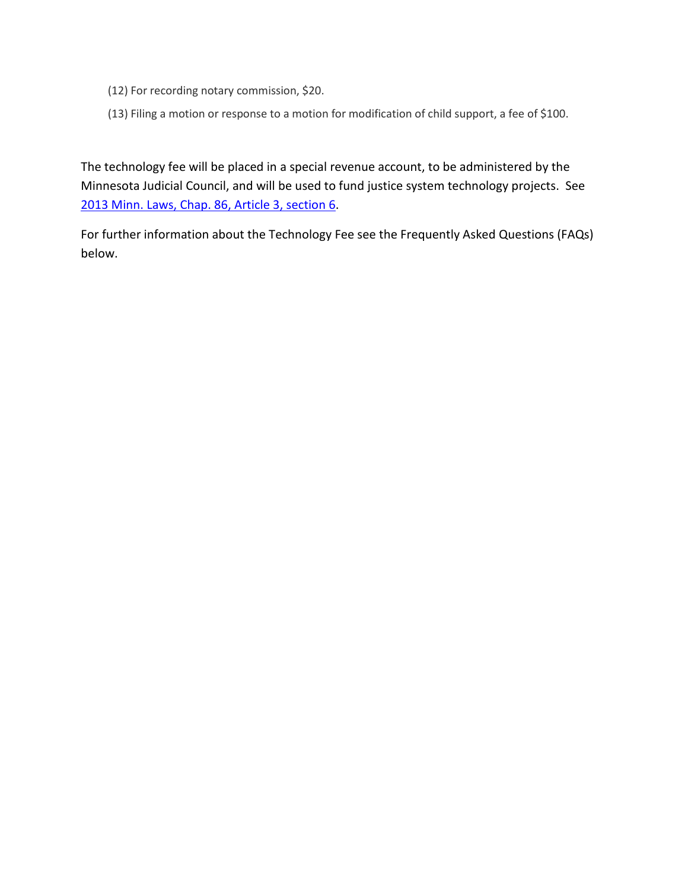(12) For recording notary commission, $20.

(13) Filing a motion or response to a motion for modification of child support, a fee of $100.

The technology fee will be placed in a special revenue account, to be administered by the Minnesota Judicial Council, and will be used to fund justice system technology projects. See 2013 Minn. Laws, Chap. 86, Article 3, section 6.

For further information about the Technology Fee see the Frequently Asked Questions (FAQs) below.